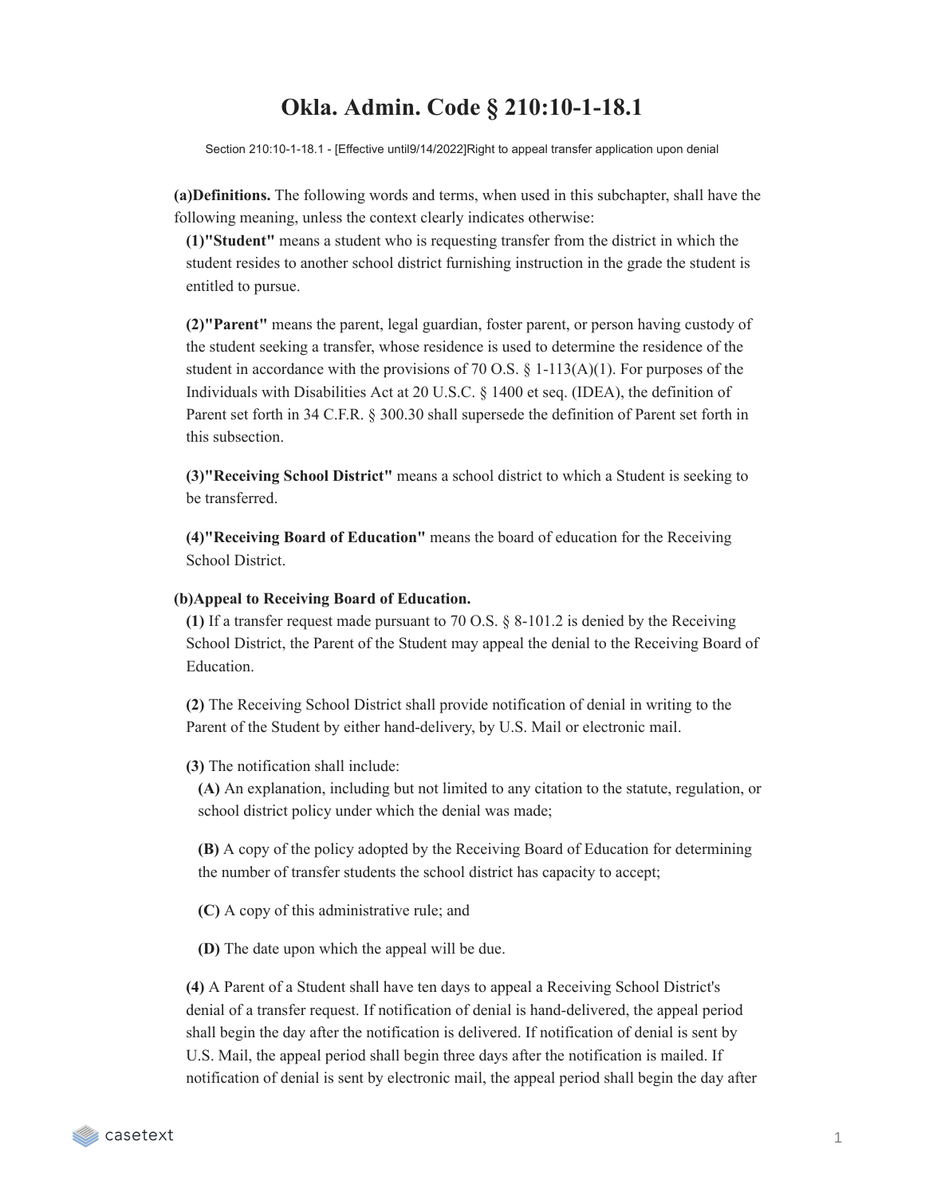# Okla. Admin. Code § 210:10-1-18.1

Section 210:10-1-18.1 - [Effective until9/14/2022]Right to appeal transfer application upon denial

**(a)Definitions.** The following words and terms, when used in this subchapter, shall have the following meaning, unless the context clearly indicates otherwise:

**(1)"Student"** means a student who is requesting transfer from the district in which the student resides to another school district furnishing instruction in the grade the student is entitled to pursue.

**(2)"Parent"** means the parent, legal guardian, foster parent, or person having custody of the student seeking a transfer, whose residence is used to determine the residence of the student in accordance with the provisions of 70 O.S. § 1-113(A)(1). For purposes of the Individuals with Disabilities Act at 20 U.S.C. § 1400 et seq. (IDEA), the definition of Parent set forth in 34 C.F.R. § 300.30 shall supersede the definition of Parent set forth in this subsection.

**(3)"Receiving School District"** means a school district to which a Student is seeking to be transferred.

**(4)"Receiving Board of Education"** means the board of education for the Receiving School District.

**(b)Appeal to Receiving Board of Education.**

**(1)** If a transfer request made pursuant to 70 O.S. § 8-101.2 is denied by the Receiving School District, the Parent of the Student may appeal the denial to the Receiving Board of Education.

**(2)** The Receiving School District shall provide notification of denial in writing to the Parent of the Student by either hand-delivery, by U.S. Mail or electronic mail.

**(3)** The notification shall include:

**(A)** An explanation, including but not limited to any citation to the statute, regulation, or school district policy under which the denial was made;

**(B)** A copy of the policy adopted by the Receiving Board of Education for determining the number of transfer students the school district has capacity to accept;

**(C)** A copy of this administrative rule; and

**(D)** The date upon which the appeal will be due.

**(4)** A Parent of a Student shall have ten days to appeal a Receiving School District's denial of a transfer request. If notification of denial is hand-delivered, the appeal period shall begin the day after the notification is delivered. If notification of denial is sent by U.S. Mail, the appeal period shall begin three days after the notification is mailed. If notification of denial is sent by electronic mail, the appeal period shall begin the day after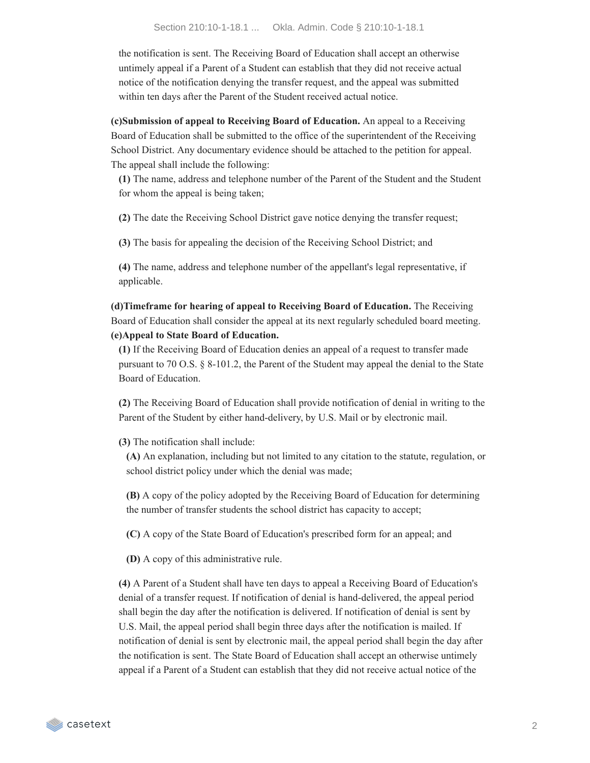the notification is sent. The Receiving Board of Education shall accept an otherwise untimely appeal if a Parent of a Student can establish that they did not receive actual notice of the notification denying the transfer request, and the appeal was submitted within ten days after the Parent of the Student received actual notice.

**(c)Submission of appeal to Receiving Board of Education.** An appeal to a Receiving Board of Education shall be submitted to the office of the superintendent of the Receiving School District. Any documentary evidence should be attached to the petition for appeal. The appeal shall include the following:

**(1)** The name, address and telephone number of the Parent of the Student and the Student for whom the appeal is being taken;

**(2)** The date the Receiving School District gave notice denying the transfer request;

**(3)** The basis for appealing the decision of the Receiving School District; and

**(4)** The name, address and telephone number of the appellant's legal representative, if applicable.

**(d)Timeframe for hearing of appeal to Receiving Board of Education.** The Receiving Board of Education shall consider the appeal at its next regularly scheduled board meeting.

**(e)Appeal to State Board of Education.**

**(1)** If the Receiving Board of Education denies an appeal of a request to transfer made pursuant to 70 O.S. § 8-101.2, the Parent of the Student may appeal the denial to the State Board of Education.

**(2)** The Receiving Board of Education shall provide notification of denial in writing to the Parent of the Student by either hand-delivery, by U.S. Mail or by electronic mail.

**(3)** The notification shall include:

**(A)** An explanation, including but not limited to any citation to the statute, regulation, or school district policy under which the denial was made;

**(B)** A copy of the policy adopted by the Receiving Board of Education for determining the number of transfer students the school district has capacity to accept;

**(C)** A copy of the State Board of Education's prescribed form for an appeal; and

**(D)** A copy of this administrative rule.

**(4)** A Parent of a Student shall have ten days to appeal a Receiving Board of Education's denial of a transfer request. If notification of denial is hand-delivered, the appeal period shall begin the day after the notification is delivered. If notification of denial is sent by U.S. Mail, the appeal period shall begin three days after the notification is mailed. If notification of denial is sent by electronic mail, the appeal period shall begin the day after the notification is sent. The State Board of Education shall accept an otherwise untimely appeal if a Parent of a Student can establish that they did not receive actual notice of the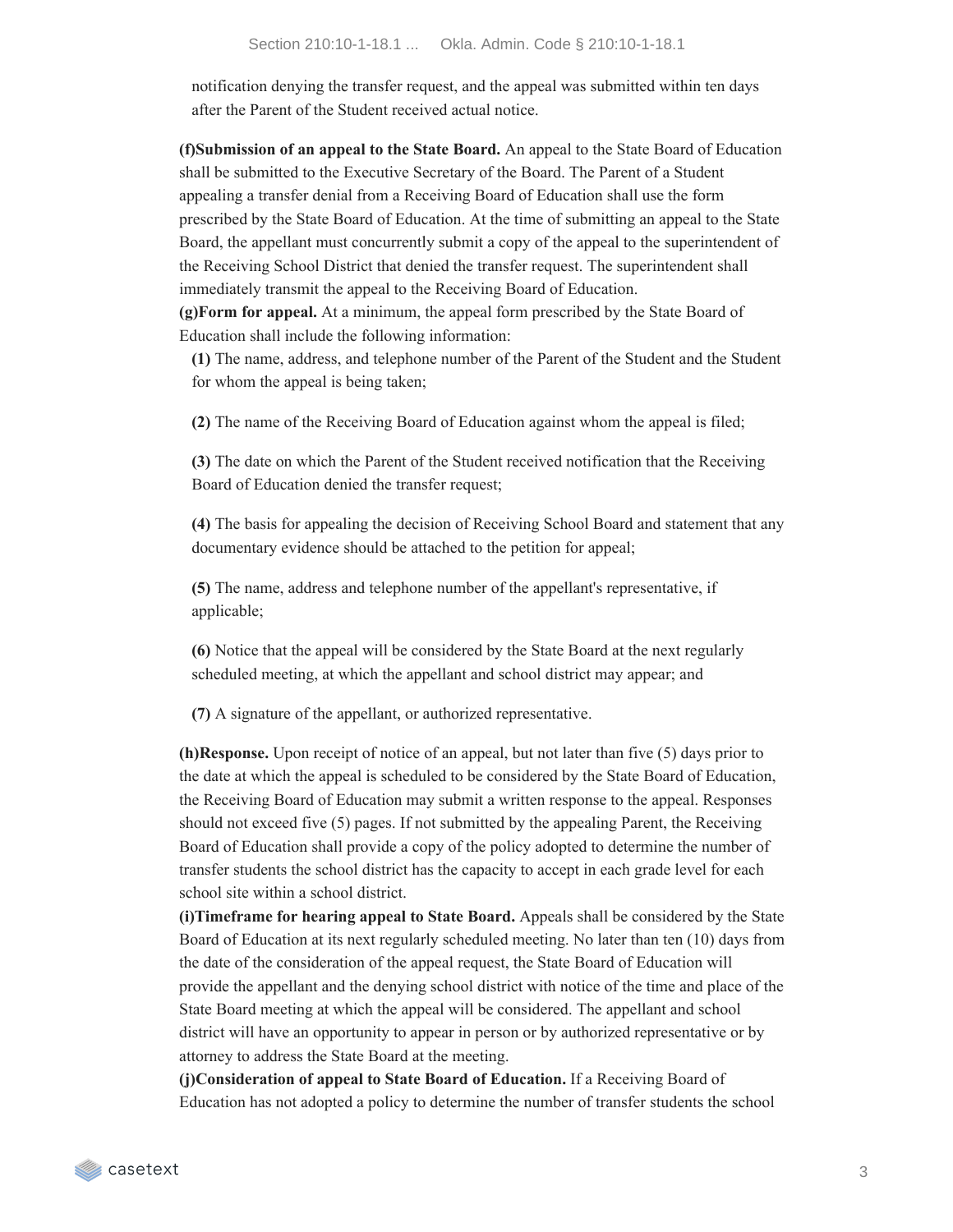notification denying the transfer request, and the appeal was submitted within ten days after the Parent of the Student received actual notice.

**(f)Submission of an appeal to the State Board.** An appeal to the State Board of Education shall be submitted to the Executive Secretary of the Board. The Parent of a Student appealing a transfer denial from a Receiving Board of Education shall use the form prescribed by the State Board of Education. At the time of submitting an appeal to the State Board, the appellant must concurrently submit a copy of the appeal to the superintendent of the Receiving School District that denied the transfer request. The superintendent shall immediately transmit the appeal to the Receiving Board of Education.

**(g)Form for appeal.** At a minimum, the appeal form prescribed by the State Board of Education shall include the following information:

**(1)** The name, address, and telephone number of the Parent of the Student and the Student for whom the appeal is being taken;

**(2)** The name of the Receiving Board of Education against whom the appeal is filed;

**(3)** The date on which the Parent of the Student received notification that the Receiving Board of Education denied the transfer request;

**(4)** The basis for appealing the decision of Receiving School Board and statement that any documentary evidence should be attached to the petition for appeal;

**(5)** The name, address and telephone number of the appellant's representative, if applicable;

**(6)** Notice that the appeal will be considered by the State Board at the next regularly scheduled meeting, at which the appellant and school district may appear; and

**(7)** A signature of the appellant, or authorized representative.

**(h)Response.** Upon receipt of notice of an appeal, but not later than five (5) days prior to the date at which the appeal is scheduled to be considered by the State Board of Education, the Receiving Board of Education may submit a written response to the appeal. Responses should not exceed five (5) pages. If not submitted by the appealing Parent, the Receiving Board of Education shall provide a copy of the policy adopted to determine the number of transfer students the school district has the capacity to accept in each grade level for each school site within a school district.

**(i)Timeframe for hearing appeal to State Board.** Appeals shall be considered by the State Board of Education at its next regularly scheduled meeting. No later than ten (10) days from the date of the consideration of the appeal request, the State Board of Education will provide the appellant and the denying school district with notice of the time and place of the State Board meeting at which the appeal will be considered. The appellant and school district will have an opportunity to appear in person or by authorized representative or by attorney to address the State Board at the meeting.

**(j)Consideration of appeal to State Board of Education.** If a Receiving Board of Education has not adopted a policy to determine the number of transfer students the school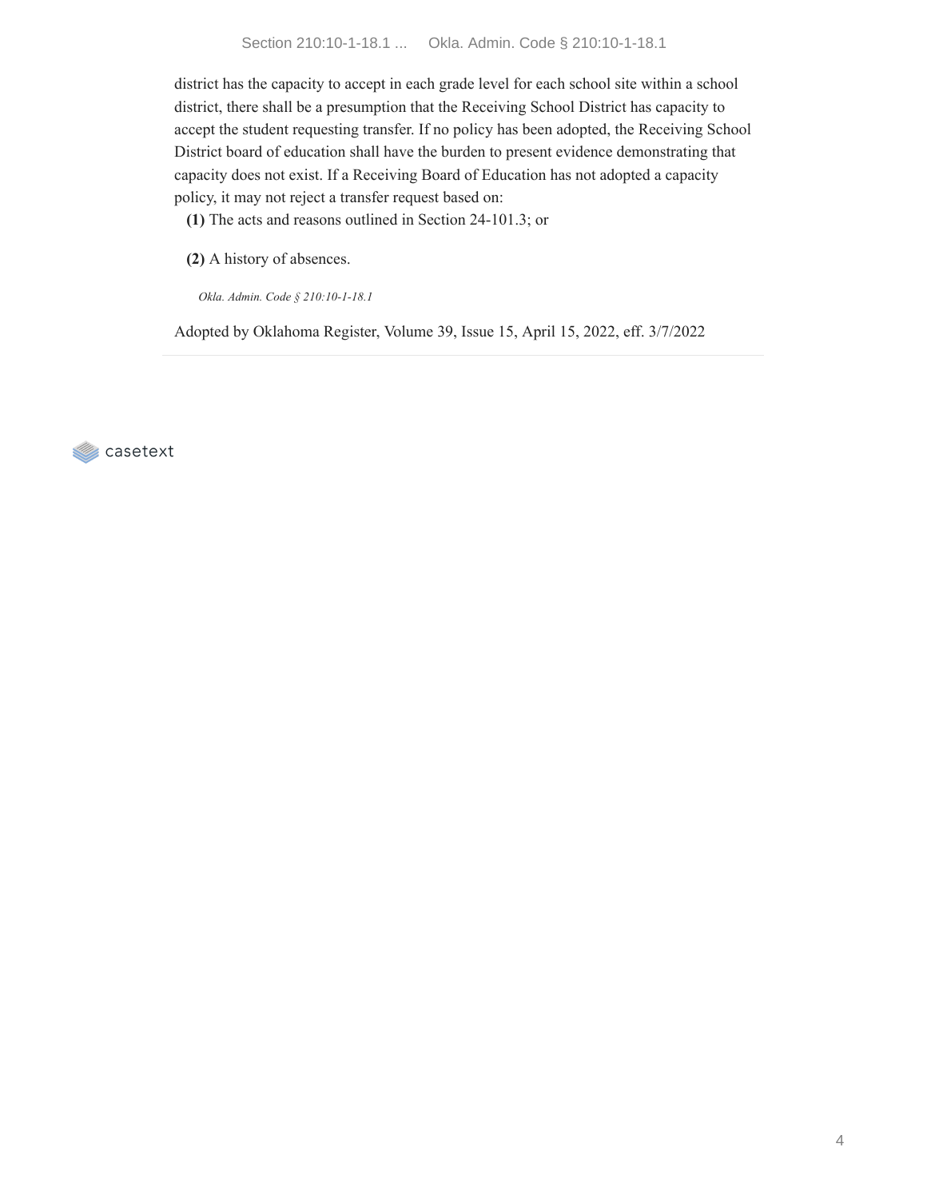district has the capacity to accept in each grade level for each school site within a school district, there shall be a presumption that the Receiving School District has capacity to accept the student requesting transfer. If no policy has been adopted, the Receiving School District board of education shall have the burden to present evidence demonstrating that capacity does not exist. If a Receiving Board of Education has not adopted a capacity policy, it may not reject a transfer request based on:

**(1)** The acts and reasons outlined in Section 24-101.3; or

**(2)** A history of absences.

*Okla. Admin. Code § 210:10-1-18.1*

Adopted by Oklahoma Register, Volume 39, Issue 15, April 15, 2022, eff. 3/7/2022